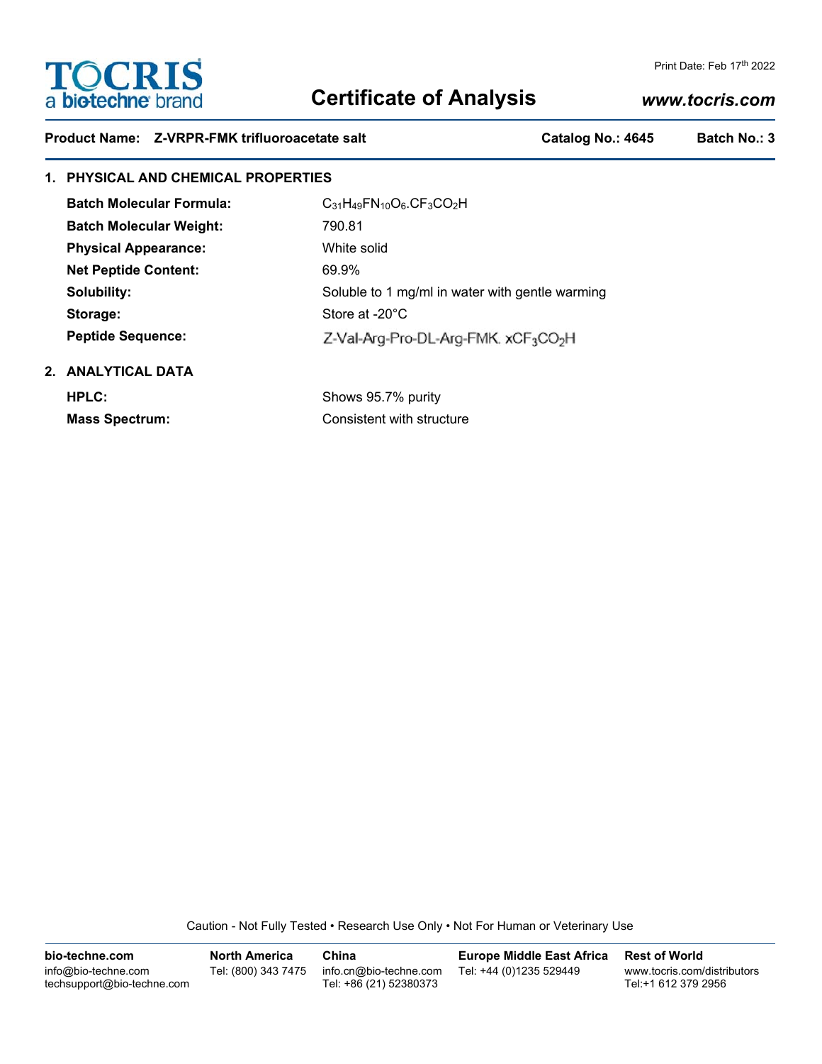# Certificate of Analysis

Print Date: Feb 17th 2022

www.tocris.com

**Product Name: Z-VRPR-FMK trifluoroacetate salt** **Catalog No.: 4645** **Batch No.: 3**

## 1. PHYSICAL AND CHEMICAL PROPERTIES

| | |
|---|---|
| **Batch Molecular Formula:** | $C_{31}H_{49}FN_{10}O_6.CF_3CO_2H$ |
| **Batch Molecular Weight:** | 790.81 |
| **Physical Appearance:** | White solid |
| **Net Peptide Content:** | 69.9% |
| **Solubility:** | Soluble to 1 mg/ml in water with gentle warming |
| **Storage:** | Store at -20°C |
| **Peptide Sequence:** | Z-Val-Arg-Pro-DL-Arg-FMK. $xCF_3CO_2H$ |

## 2. ANALYTICAL DATA

| | |
|---|---|
| **HPLC:** | Shows 95.7% purity |
| **Mass Spectrum:** | Consistent with structure |

Caution - Not Fully Tested • Research Use Only • Not For Human or Veterinary Use

| bio-techne.com | North America | China | Europe Middle East Africa | Rest of World |
|---|---|---|---|---|
| info@bio-techne.com<br>techsupport@bio-techne.com | Tel: (800) 343 7475 | info.cn@bio-techne.com<br>Tel: +86 (21) 52380373 | Tel: +44 (0)1235 529449 | www.tocris.com/distributors<br>Tel:+1 612 379 2956 |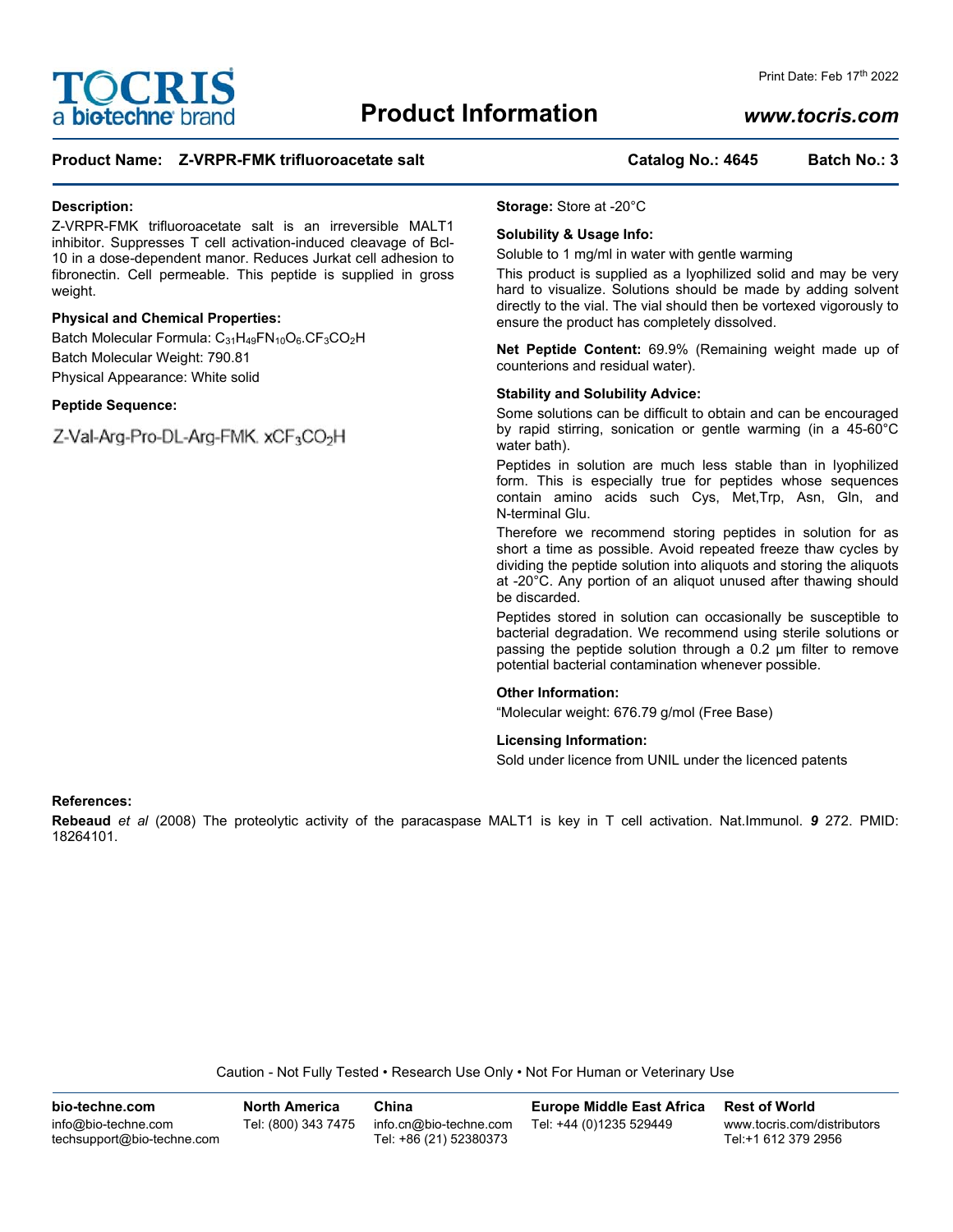# Product Information

Print Date: Feb 17th 2022

www.tocris.com

**Product Name:** Z-VRPR-FMK trifluoroacetate salt **Catalog No.:** 4645 **Batch No.:** 3

### Description:

Z-VRPR-FMK trifluoroacetate salt is an irreversible MALT1 inhibitor. Suppresses T cell activation-induced cleavage of Bcl-10 in a dose-dependent manor. Reduces Jurkat cell adhesion to fibronectin. Cell permeable. This peptide is supplied in gross weight.

### Physical and Chemical Properties:

Batch Molecular Formula: $C_{31}H_{49}FN_{10}O_6.CF_3CO_2H$

Batch Molecular Weight: 790.81

Physical Appearance: White solid

### Peptide Sequence:

Z-Val-Arg-Pro-DL-Arg-FMK. $xCF_3CO_2H$

**Storage:** Store at -20°C

### Solubility & Usage Info:

Soluble to 1 mg/ml in water with gentle warming

This product is supplied as a lyophilized solid and may be very hard to visualize. Solutions should be made by adding solvent directly to the vial. The vial should then be vortexed vigorously to ensure the product has completely dissolved.

**Net Peptide Content:** 69.9% (Remaining weight made up of counterions and residual water).

### Stability and Solubility Advice:

Some solutions can be difficult to obtain and can be encouraged by rapid stirring, sonication or gentle warming (in a 45-60°C water bath).

Peptides in solution are much less stable than in lyophilized form. This is especially true for peptides whose sequences contain amino acids such Cys, Met,Trp, Asn, Gln, and N-terminal Glu.

Therefore we recommend storing peptides in solution for as short a time as possible. Avoid repeated freeze thaw cycles by dividing the peptide solution into aliquots and storing the aliquots at -20°C. Any portion of an aliquot unused after thawing should be discarded.

Peptides stored in solution can occasionally be susceptible to bacterial degradation. We recommend using sterile solutions or passing the peptide solution through a 0.2 µm filter to remove potential bacterial contamination whenever possible.

### Other Information:

"Molecular weight: 676.79 g/mol (Free Base)

### Licensing Information:

Sold under licence from UNIL under the licenced patents

### References:

**Rebeaud** *et al* (2008) The proteolytic activity of the paracaspase MALT1 is key in T cell activation. Nat.Immunol. ***9*** 272. PMID: 18264101.

Caution - Not Fully Tested • Research Use Only • Not For Human or Veterinary Use

**bio-techne.com**
info@bio-techne.com
techsupport@bio-techne.com

**North America**
Tel: (800) 343 7475

**China**
info.cn@bio-techne.com
Tel: +86 (21) 52380373

**Europe Middle East Africa**
Tel: +44 (0)1235 529449

**Rest of World**
www.tocris.com/distributors
Tel:+1 612 379 2956